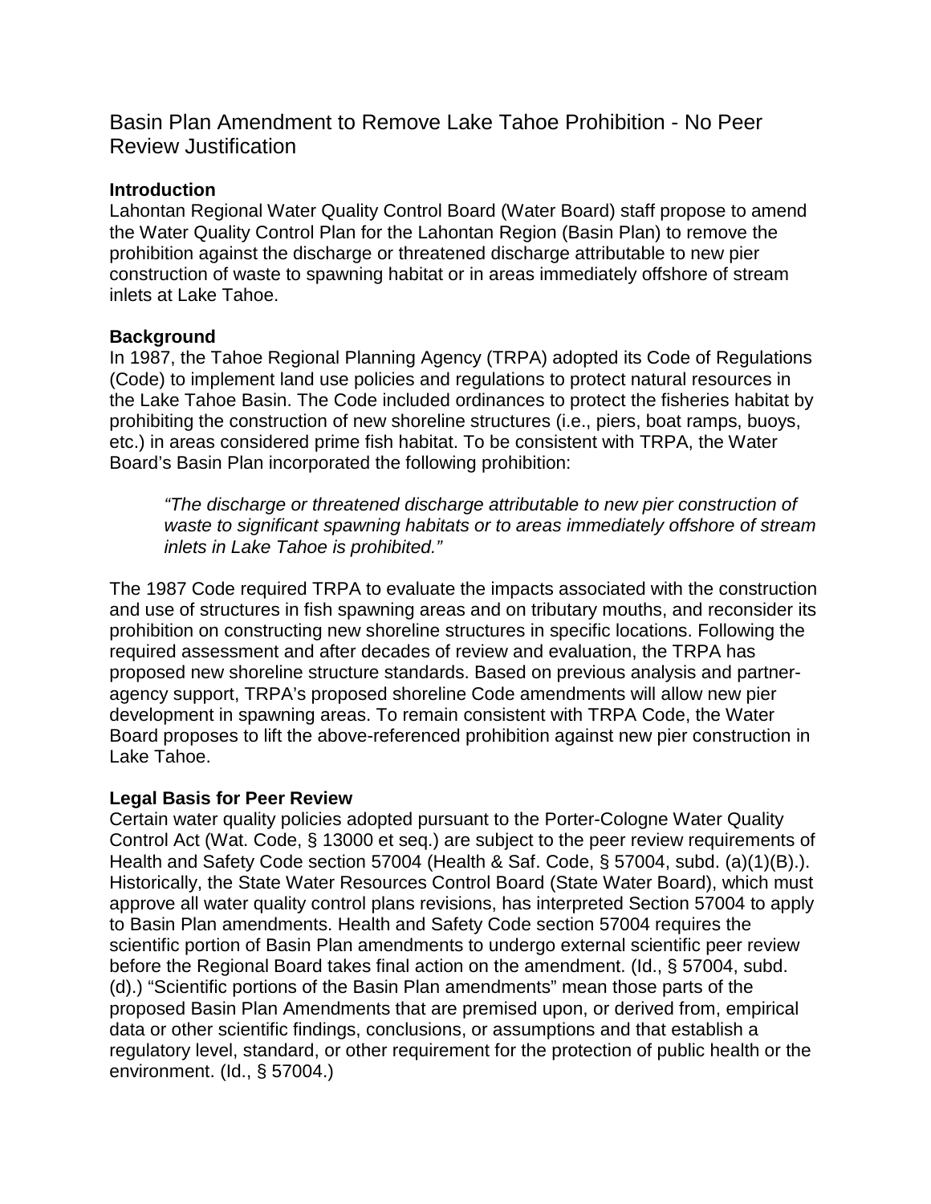# Basin Plan Amendment to Remove Lake Tahoe Prohibition - No Peer Review Justification

**Introduction**

Lahontan Regional Water Quality Control Board (Water Board) staff propose to amend the Water Quality Control Plan for the Lahontan Region (Basin Plan) to remove the prohibition against the discharge or threatened discharge attributable to new pier construction of waste to spawning habitat or in areas immediately offshore of stream inlets at Lake Tahoe.

**Background**

In 1987, the Tahoe Regional Planning Agency (TRPA) adopted its Code of Regulations (Code) to implement land use policies and regulations to protect natural resources in the Lake Tahoe Basin. The Code included ordinances to protect the fisheries habitat by prohibiting the construction of new shoreline structures (i.e., piers, boat ramps, buoys, etc.) in areas considered prime fish habitat. To be consistent with TRPA, the Water Board's Basin Plan incorporated the following prohibition:

> *"The discharge or threatened discharge attributable to new pier construction of waste to significant spawning habitats or to areas immediately offshore of stream inlets in Lake Tahoe is prohibited."*

The 1987 Code required TRPA to evaluate the impacts associated with the construction and use of structures in fish spawning areas and on tributary mouths, and reconsider its prohibition on constructing new shoreline structures in specific locations. Following the required assessment and after decades of review and evaluation, the TRPA has proposed new shoreline structure standards. Based on previous analysis and partner-agency support, TRPA's proposed shoreline Code amendments will allow new pier development in spawning areas. To remain consistent with TRPA Code, the Water Board proposes to lift the above-referenced prohibition against new pier construction in Lake Tahoe.

**Legal Basis for Peer Review**

Certain water quality policies adopted pursuant to the Porter-Cologne Water Quality Control Act (Wat. Code, § 13000 et seq.) are subject to the peer review requirements of Health and Safety Code section 57004 (Health & Saf. Code, § 57004, subd. (a)(1)(B).). Historically, the State Water Resources Control Board (State Water Board), which must approve all water quality control plans revisions, has interpreted Section 57004 to apply to Basin Plan amendments. Health and Safety Code section 57004 requires the scientific portion of Basin Plan amendments to undergo external scientific peer review before the Regional Board takes final action on the amendment. (Id., § 57004, subd. (d).) "Scientific portions of the Basin Plan amendments" mean those parts of the proposed Basin Plan Amendments that are premised upon, or derived from, empirical data or other scientific findings, conclusions, or assumptions and that establish a regulatory level, standard, or other requirement for the protection of public health or the environment. (Id., § 57004.)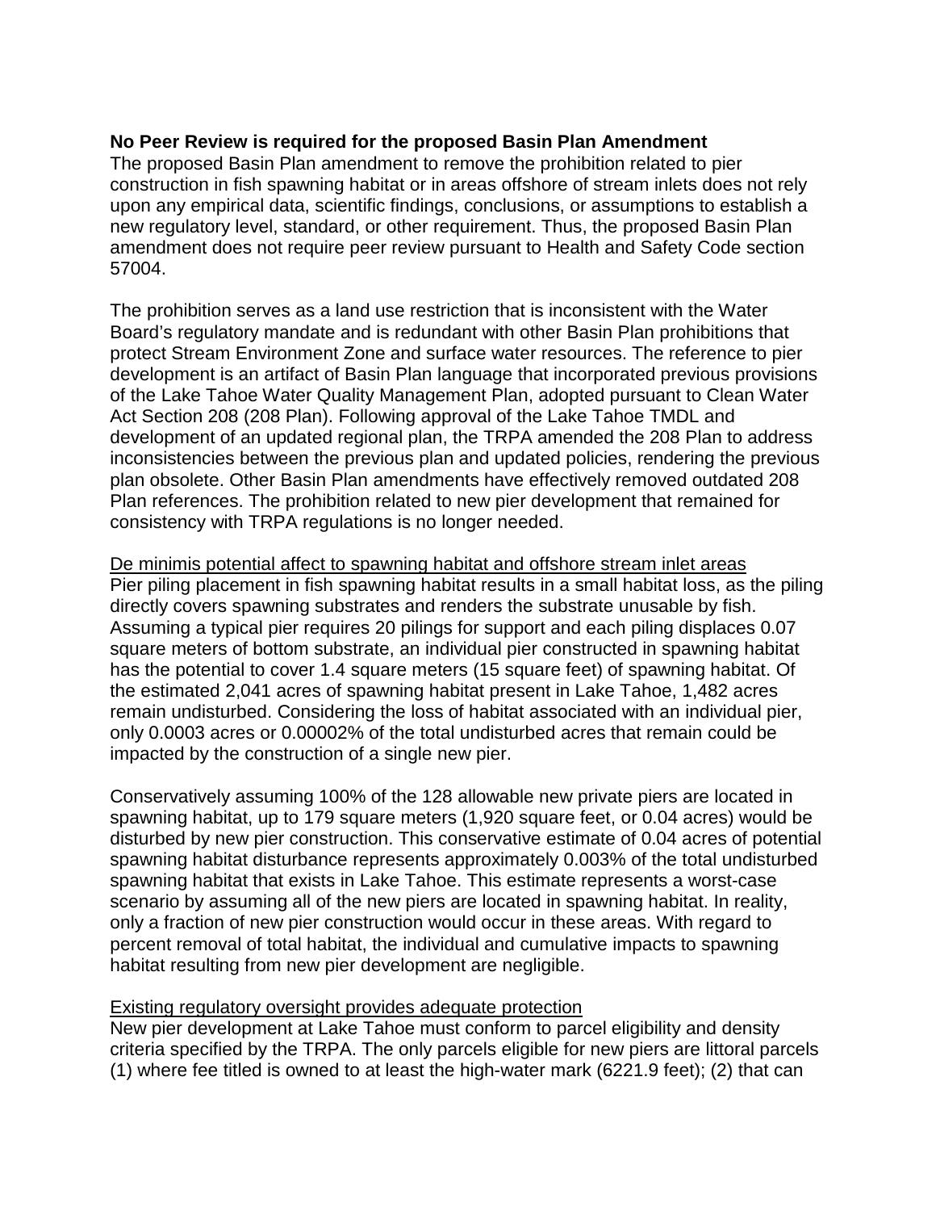**No Peer Review is required for the proposed Basin Plan Amendment**

The proposed Basin Plan amendment to remove the prohibition related to pier construction in fish spawning habitat or in areas offshore of stream inlets does not rely upon any empirical data, scientific findings, conclusions, or assumptions to establish a new regulatory level, standard, or other requirement. Thus, the proposed Basin Plan amendment does not require peer review pursuant to Health and Safety Code section 57004.

The prohibition serves as a land use restriction that is inconsistent with the Water Board's regulatory mandate and is redundant with other Basin Plan prohibitions that protect Stream Environment Zone and surface water resources. The reference to pier development is an artifact of Basin Plan language that incorporated previous provisions of the Lake Tahoe Water Quality Management Plan, adopted pursuant to Clean Water Act Section 208 (208 Plan). Following approval of the Lake Tahoe TMDL and development of an updated regional plan, the TRPA amended the 208 Plan to address inconsistencies between the previous plan and updated policies, rendering the previous plan obsolete. Other Basin Plan amendments have effectively removed outdated 208 Plan references. The prohibition related to new pier development that remained for consistency with TRPA regulations is no longer needed.

<u>De minimis potential affect to spawning habitat and offshore stream inlet areas</u>

Pier piling placement in fish spawning habitat results in a small habitat loss, as the piling directly covers spawning substrates and renders the substrate unusable by fish. Assuming a typical pier requires 20 pilings for support and each piling displaces 0.07 square meters of bottom substrate, an individual pier constructed in spawning habitat has the potential to cover 1.4 square meters (15 square feet) of spawning habitat. Of the estimated 2,041 acres of spawning habitat present in Lake Tahoe, 1,482 acres remain undisturbed. Considering the loss of habitat associated with an individual pier, only 0.0003 acres or 0.00002% of the total undisturbed acres that remain could be impacted by the construction of a single new pier.

Conservatively assuming 100% of the 128 allowable new private piers are located in spawning habitat, up to 179 square meters (1,920 square feet, or 0.04 acres) would be disturbed by new pier construction. This conservative estimate of 0.04 acres of potential spawning habitat disturbance represents approximately 0.003% of the total undisturbed spawning habitat that exists in Lake Tahoe. This estimate represents a worst-case scenario by assuming all of the new piers are located in spawning habitat. In reality, only a fraction of new pier construction would occur in these areas. With regard to percent removal of total habitat, the individual and cumulative impacts to spawning habitat resulting from new pier development are negligible.

<u>Existing regulatory oversight provides adequate protection</u>

New pier development at Lake Tahoe must conform to parcel eligibility and density criteria specified by the TRPA. The only parcels eligible for new piers are littoral parcels (1) where fee titled is owned to at least the high-water mark (6221.9 feet); (2) that can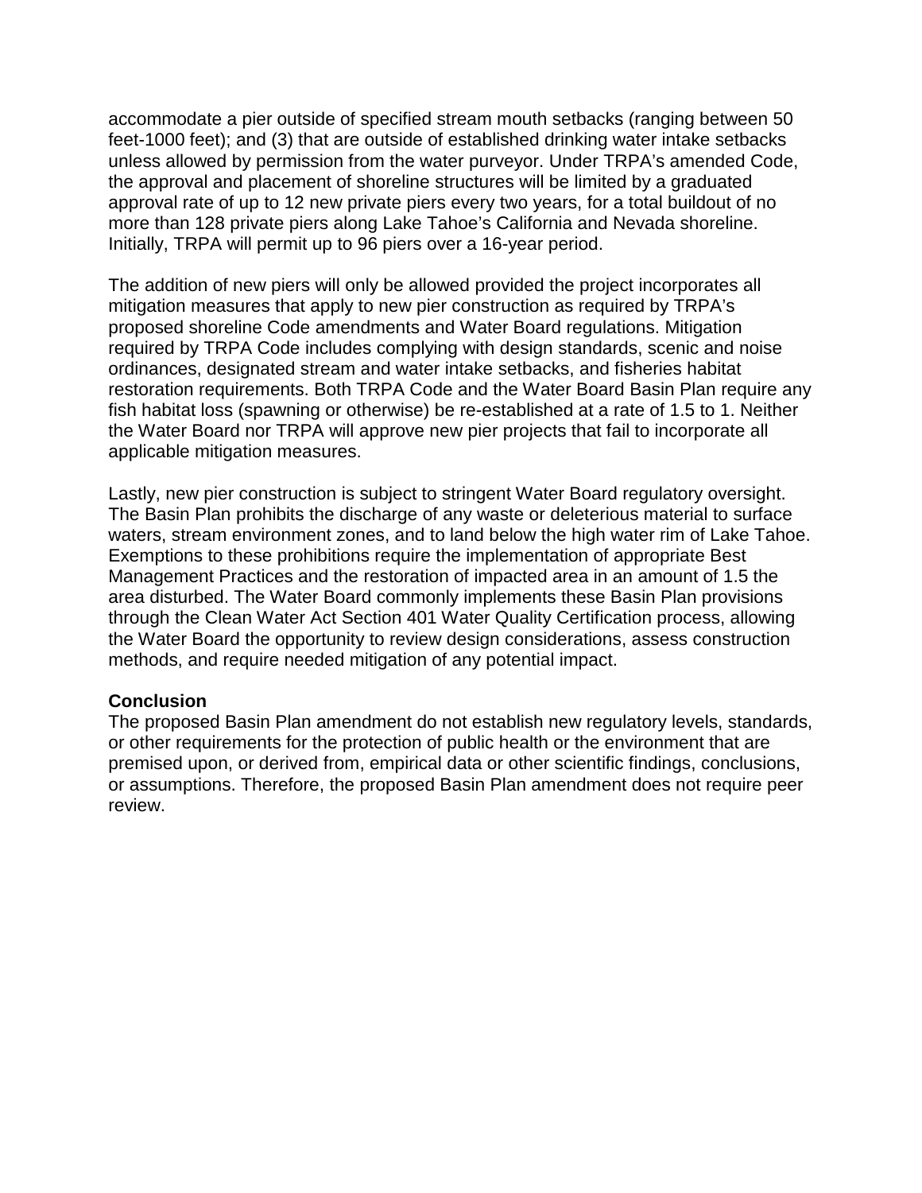accommodate a pier outside of specified stream mouth setbacks (ranging between 50 feet-1000 feet); and (3) that are outside of established drinking water intake setbacks unless allowed by permission from the water purveyor. Under TRPA's amended Code, the approval and placement of shoreline structures will be limited by a graduated approval rate of up to 12 new private piers every two years, for a total buildout of no more than 128 private piers along Lake Tahoe's California and Nevada shoreline. Initially, TRPA will permit up to 96 piers over a 16-year period.

The addition of new piers will only be allowed provided the project incorporates all mitigation measures that apply to new pier construction as required by TRPA's proposed shoreline Code amendments and Water Board regulations. Mitigation required by TRPA Code includes complying with design standards, scenic and noise ordinances, designated stream and water intake setbacks, and fisheries habitat restoration requirements. Both TRPA Code and the Water Board Basin Plan require any fish habitat loss (spawning or otherwise) be re-established at a rate of 1.5 to 1. Neither the Water Board nor TRPA will approve new pier projects that fail to incorporate all applicable mitigation measures.

Lastly, new pier construction is subject to stringent Water Board regulatory oversight. The Basin Plan prohibits the discharge of any waste or deleterious material to surface waters, stream environment zones, and to land below the high water rim of Lake Tahoe. Exemptions to these prohibitions require the implementation of appropriate Best Management Practices and the restoration of impacted area in an amount of 1.5 the area disturbed. The Water Board commonly implements these Basin Plan provisions through the Clean Water Act Section 401 Water Quality Certification process, allowing the Water Board the opportunity to review design considerations, assess construction methods, and require needed mitigation of any potential impact.

**Conclusion**

The proposed Basin Plan amendment do not establish new regulatory levels, standards, or other requirements for the protection of public health or the environment that are premised upon, or derived from, empirical data or other scientific findings, conclusions, or assumptions. Therefore, the proposed Basin Plan amendment does not require peer review.